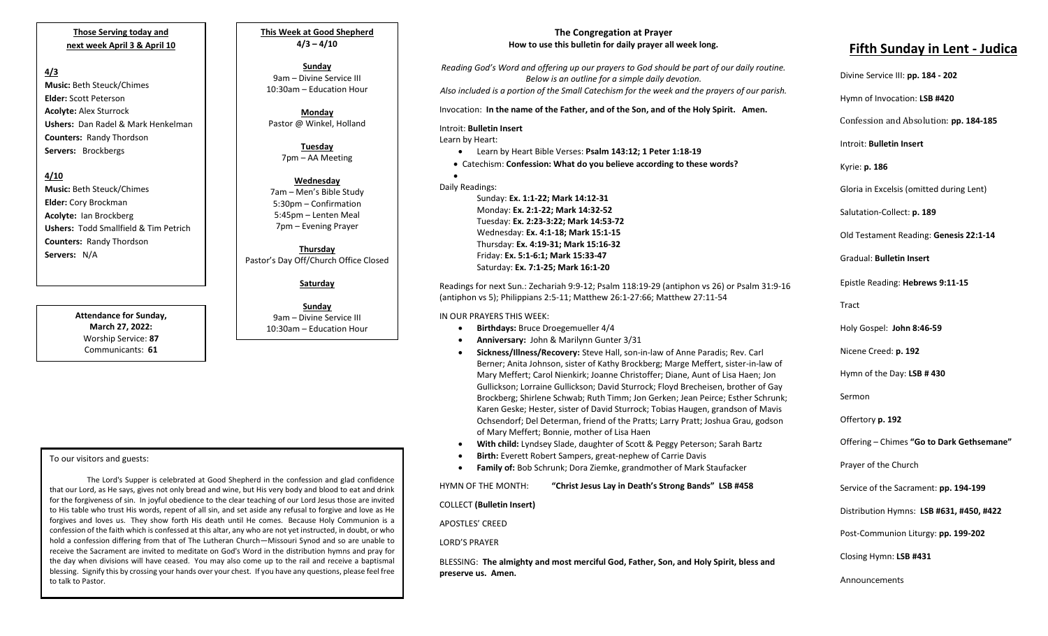**Those Serving today and next week April 3 & April 10**

**4/3**

**Music:** Beth Steuck/Chimes
**Elder:** Scott Peterson
**Acolyte:** Alex Sturrock
**Ushers:** Dan Radel & Mark Henkelman
**Counters:** Randy Thordson
**Servers:** Brockbergs

**4/10**

**Music:** Beth Steuck/Chimes
**Elder:** Cory Brockman
**Acolyte:** Ian Brockberg
**Ushers:** Todd Smallfield & Tim Petrich
**Counters:** Randy Thordson
**Servers:** N/A

**Attendance for Sunday, March 27, 2022:**
Worship Service: **87**
Communicants: **61**

**This Week at Good Shepherd**
**4/3 – 4/10**

**Sunday**
9am – Divine Service III
10:30am – Education Hour

**Monday**
Pastor @ Winkel, Holland

**Tuesday**
7pm – AA Meeting

**Wednesday**
7am – Men's Bible Study
5:30pm – Confirmation
5:45pm – Lenten Meal
7pm – Evening Prayer

**Thursday**
Pastor's Day Off/Church Office Closed

**Saturday**

**Sunday**
9am – Divine Service III
10:30am – Education Hour

To our visitors and guests:

The Lord's Supper is celebrated at Good Shepherd in the confession and glad confidence that our Lord, as He says, gives not only bread and wine, but His very body and blood to eat and drink for the forgiveness of sin. In joyful obedience to the clear teaching of our Lord Jesus those are invited to His table who trust His words, repent of all sin, and set aside any refusal to forgive and love as He forgives and loves us. They show forth His death until He comes. Because Holy Communion is a confession of the faith which is confessed at this altar, any who are not yet instructed, in doubt, or who hold a confession differing from that of The Lutheran Church—Missouri Synod and so are unable to receive the Sacrament are invited to meditate on God's Word in the distribution hymns and pray for the day when divisions will have ceased. You may also come up to the rail and receive a baptismal blessing. Signify this by crossing your hands over your chest. If you have any questions, please feel free to talk to Pastor.

**The Congregation at Prayer**
**How to use this bulletin for daily prayer all week long.**

*Reading God's Word and offering up our prayers to God should be part of our daily routine. Below is an outline for a simple daily devotion. Also included is a portion of the Small Catechism for the week and the prayers of our parish.*

Invocation: **In the name of the Father, and of the Son, and of the Holy Spirit. Amen.**

Introit: **Bulletin Insert**

Learn by Heart:

- Learn by Heart Bible Verses: **Psalm 143:12; 1 Peter 1:18-19**
- Catechism: **Confession: What do you believe according to these words?**

Daily Readings:

Sunday: **Ex. 1:1-22; Mark 14:12-31**
Monday: **Ex. 2:1-22; Mark 14:32-52**
Tuesday: **Ex. 2:23-3:22; Mark 14:53-72**
Wednesday: **Ex. 4:1-18; Mark 15:1-15**
Thursday: **Ex. 4:19-31; Mark 15:16-32**
Friday: **Ex. 5:1-6:1; Mark 15:33-47**
Saturday: **Ex. 7:1-25; Mark 16:1-20**

Readings for next Sun.: Zechariah 9:9-12; Psalm 118:19-29 (antiphon vs 26) or Psalm 31:9-16 (antiphon vs 5); Philippians 2:5-11; Matthew 26:1-27:66; Matthew 27:11-54

IN OUR PRAYERS THIS WEEK:

- **Birthdays:** Bruce Droegemueller 4/4
- **Anniversary:** John & Marilynn Gunter 3/31
- **Sickness/Illness/Recovery:** Steve Hall, son-in-law of Anne Paradis; Rev. Carl Berner; Anita Johnson, sister of Kathy Brockberg; Marge Meffert, sister-in-law of Mary Meffert; Carol Nienkirk; Joanne Christoffer; Diane, Aunt of Lisa Haen; Jon Gullickson; Lorraine Gullickson; David Sturrock; Floyd Brecheisen, brother of Gay Brockberg; Shirlene Schwab; Ruth Timm; Jon Gerken; Jean Peirce; Esther Schrunk; Karen Geske; Hester, sister of David Sturrock; Tobias Haugen, grandson of Mavis Ochsendorf; Del Determan, friend of the Pratts; Larry Pratt; Joshua Grau, godson of Mary Meffert; Bonnie, mother of Lisa Haen
- **With child:** Lyndsey Slade, daughter of Scott & Peggy Peterson; Sarah Bartz
- **Birth:** Everett Robert Sampers, great-nephew of Carrie Davis
- **Family of:** Bob Schrunk; Dora Ziemke, grandmother of Mark Staufacker

HYMN OF THE MONTH: **"Christ Jesus Lay in Death's Strong Bands" LSB #458**

COLLECT **(Bulletin Insert)**

APOSTLES' CREED

LORD'S PRAYER

BLESSING: **The almighty and most merciful God, Father, Son, and Holy Spirit, bless and preserve us. Amen.**

# Fifth Sunday in Lent - Judica

Divine Service III: **pp. 184 - 202**

Hymn of Invocation: **LSB #420**

Confession and Absolution: **pp. 184-185**

Introit: **Bulletin Insert**

Kyrie: **p. 186**

Gloria in Excelsis (omitted during Lent)

Salutation-Collect: **p. 189**

Old Testament Reading: **Genesis 22:1-14**

Gradual: **Bulletin Insert**

Epistle Reading: **Hebrews 9:11-15**

Tract

Holy Gospel: **John 8:46-59**

Nicene Creed: **p. 192**

Hymn of the Day: **LSB # 430**

Sermon

Offertory **p. 192**

Offering – Chimes **"Go to Dark Gethsemane"**

Prayer of the Church

Service of the Sacrament: **pp. 194-199**

Distribution Hymns: **LSB #631, #450, #422**

Post-Communion Liturgy: **pp. 199-202**

Closing Hymn: **LSB #431**

Announcements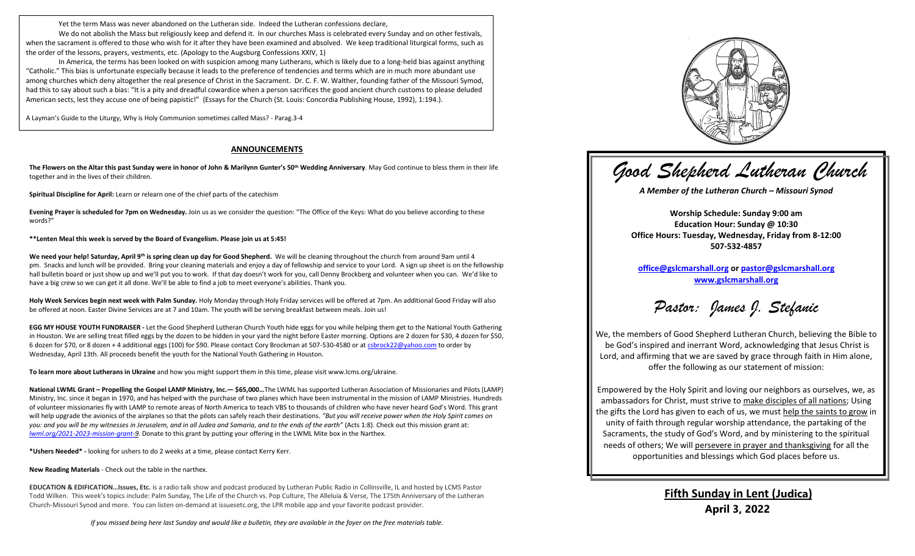Yet the term Mass was never abandoned on the Lutheran side. Indeed the Lutheran confessions declare,

We do not abolish the Mass but religiously keep and defend it. In our churches Mass is celebrated every Sunday and on other festivals, when the sacrament is offered to those who wish for it after they have been examined and absolved. We keep traditional liturgical forms, such as the order of the lessons, prayers, vestments, etc. (Apology to the Augsburg Confessions XXIV, 1)

In America, the terms has been looked on with suspicion among many Lutherans, which is likely due to a long-held bias against anything "Catholic." This bias is unfortunate especially because it leads to the preference of tendencies and terms which are in much more abundant use among churches which deny altogether the real presence of Christ in the Sacrament. Dr. C. F. W. Walther, founding father of the Missouri Synod, had this to say about such a bias: "It is a pity and dreadful cowardice when a person sacrifices the good ancient church customs to please deluded American sects, lest they accuse one of being papistic!" (Essays for the Church (St. Louis: Concordia Publishing House, 1992), 1:194.).

A Layman's Guide to the Liturgy, Why is Holy Communion sometimes called Mass? - Parag.3-4

## ANNOUNCEMENTS

**The Flowers on the Altar this past Sunday were in honor of John & Marilynn Gunter's 50th Wedding Anniversary**. May God continue to bless them in their life together and in the lives of their children.

**Spiritual Discipline for April:** Learn or relearn one of the chief parts of the catechism

**Evening Prayer is scheduled for 7pm on Wednesday.** Join us as we consider the question: "The Office of the Keys: What do you believe according to these words?"

**\*\*Lenten Meal this week is served by the Board of Evangelism. Please join us at 5:45!**

**We need your help! Saturday, April 9th is spring clean up day for Good Shepherd.** We will be cleaning throughout the church from around 9am until 4 pm. Snacks and lunch will be provided. Bring your cleaning materials and enjoy a day of fellowship and service to your Lord. A sign up sheet is on the fellowship hall bulletin board or just show up and we'll put you to work. If that day doesn't work for you, call Denny Brockberg and volunteer when you can. We'd like to have a big crew so we can get it all done. We'll be able to find a job to meet everyone's abilities. Thank you.

**Holy Week Services begin next week with Palm Sunday.** Holy Monday through Holy Friday services will be offered at 7pm. An additional Good Friday will also be offered at noon. Easter Divine Services are at 7 and 10am. The youth will be serving breakfast between meals. Join us!

**EGG MY HOUSE YOUTH FUNDRAISER -** Let the Good Shepherd Lutheran Church Youth hide eggs for you while helping them get to the National Youth Gathering in Houston. We are selling treat filled eggs by the dozen to be hidden in your yard the night before Easter morning. Options are 2 dozen for $30, 4 dozen for $50, 6 dozen for $70, or 8 dozen + 4 additional eggs (100) for $90. Please contact Cory Brockman at 507-530-4580 or at csbrock22@yahoo.com to order by Wednesday, April 13th. All proceeds benefit the youth for the National Youth Gathering in Houston.

**To learn more about Lutherans in Ukraine** and how you might support them in this time, please visit www.lcms.org/ukraine.

**National LWML Grant – Propelling the Gospel LAMP Ministry, Inc.— $65,000…**The LWML has supported Lutheran Association of Missionaries and Pilots (LAMP) Ministry, Inc. since it began in 1970, and has helped with the purchase of two planes which have been instrumental in the mission of LAMP Ministries. Hundreds of volunteer missionaries fly with LAMP to remote areas of North America to teach VBS to thousands of children who have never heard God's Word. This grant will help upgrade the avionics of the airplanes so that the pilots can safely reach their destinations. *"But you will receive power when the Holy Spirit comes on you: and you will be my witnesses in Jerusalem, and in all Judea and Samaria, and to the ends of the earth"* (Acts 1:8). Check out this mission grant at: *lwml.org/2021-2023-mission-grant-9*. Donate to this grant by putting your offering in the LWML Mite box in the Narthex.

**\*Ushers Needed\* -** looking for ushers to do 2 weeks at a time, please contact Kerry Kerr.

**New Reading Materials** - Check out the table in the narthex.

**EDUCATION & EDIFICATION…Issues, Etc.** is a radio talk show and podcast produced by Lutheran Public Radio in Collinsville, IL and hosted by LCMS Pastor Todd Wilken. This week's topics include: Palm Sunday, The Life of the Church vs. Pop Culture, The Alleluia & Verse, The 175th Anniversary of the Lutheran Church-Missouri Synod and more. You can listen on-demand at issuesetc.org, the LPR mobile app and your favorite podcast provider.

*If you missed being here last Sunday and would like a bulletin, they are available in the foyer on the free materials table.*

# *Good Shepherd Lutheran Church*

***A Member of the Lutheran Church – Missouri Synod***

**Worship Schedule: Sunday 9:00 am**
**Education Hour: Sunday @ 10:30**
**Office Hours: Tuesday, Wednesday, Friday from 8-12:00**
**507-532-4857**

**office@gslcmarshall.org or pastor@gslcmarshall.org**
**www.gslcmarshall.org**

## *Pastor: James J. Stefanic*

We, the members of Good Shepherd Lutheran Church, believing the Bible to be God's inspired and inerrant Word, acknowledging that Jesus Christ is Lord, and affirming that we are saved by grace through faith in Him alone, offer the following as our statement of mission:

Empowered by the Holy Spirit and loving our neighbors as ourselves, we, as ambassadors for Christ, must strive to make disciples of all nations; Using the gifts the Lord has given to each of us, we must help the saints to grow in unity of faith through regular worship attendance, the partaking of the Sacraments, the study of God's Word, and by ministering to the spiritual needs of others; We will persevere in prayer and thanksgiving for all the opportunities and blessings which God places before us.

**Fifth Sunday in Lent (Judica)**
**April 3, 2022**